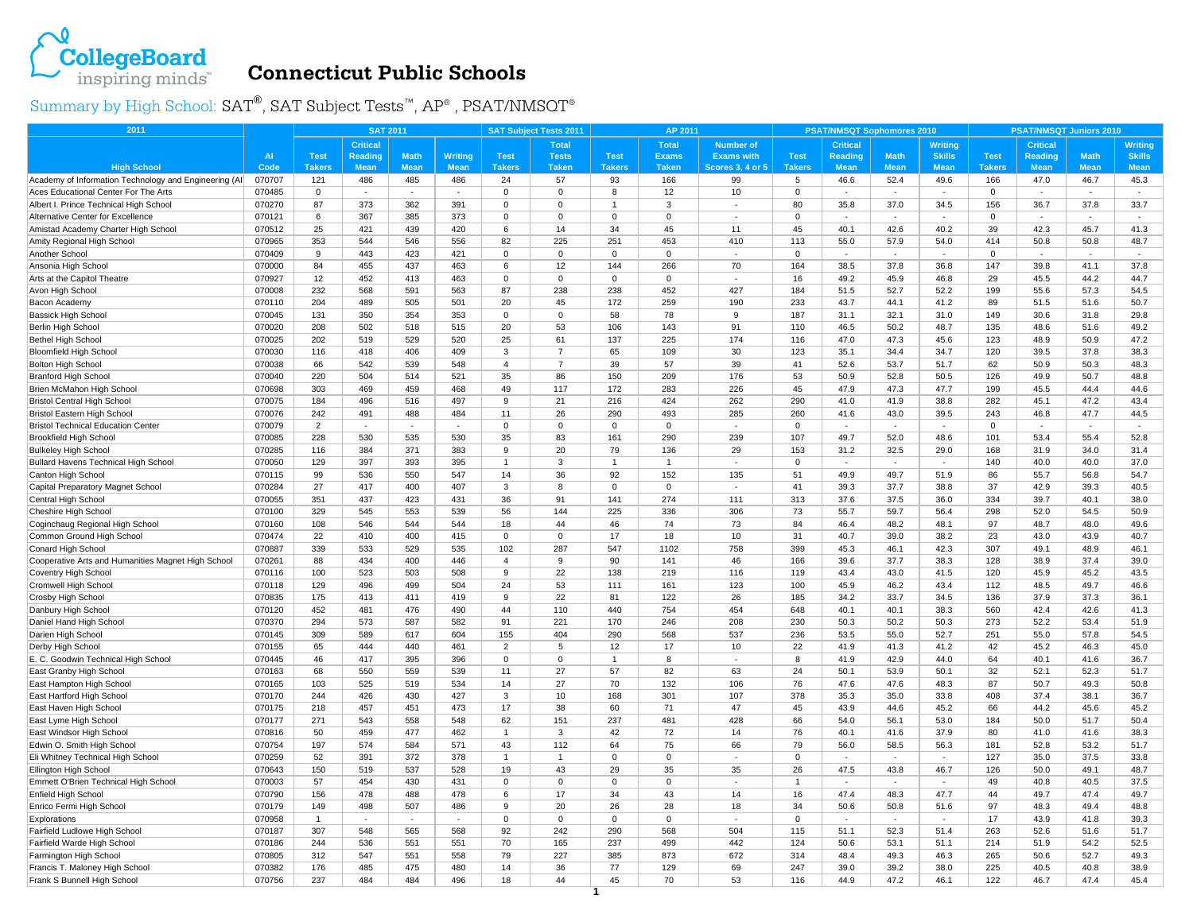# Connecticut Public Schools

## Summary by High School: SAT®, SAT Subject Tests™, AP®, PSAT/NMSQT®

| 2011 | | SAT 2011 | | | | SAT Subject Tests 2011 | | AP 2011 | | | PSAT/NMSQT Sophomores 2010 | | | | PSAT/NMSQT Juniors 2010 | | | |
|---|---|---|---|---|---|---|---|---|---|---|---|---|---|---|---|---|---|---|
| High School | AI Code | Test Takers | Critical Reading Mean | Math Mean | Writing Mean | Test Takers | Total Tests Taken | Test Takers | Total Exams Taken | Number of Exams with Scores 3, 4 or 5 | Test Takers | Critical Reading Mean | Math Mean | Writing Skills Mean | Test Takers | Critical Reading Mean | Math Mean | Writing Skills Mean |
| Academy of Information Technology and Engineering (AI | 070707 | 121 | 486 | 485 | 486 | 24 | 57 | 93 | 166 | 99 | 5 | 46.6 | 52.4 | 49.6 | 166 | 47.0 | 46.7 | 45.3 |
| Aces Educational Center For The Arts | 070485 | 0 | - | - | - | 0 | 0 | 8 | 12 | 10 | 0 | - | - | - | 0 | - | - | - |
| Albert I. Prince Technical High School | 070270 | 87 | 373 | 362 | 391 | 0 | 0 | 1 | 3 | - | 80 | 35.8 | 37.0 | 34.5 | 156 | 36.7 | 37.8 | 33.7 |
| Alternative Center for Excellence | 070121 | 6 | 367 | 385 | 373 | 0 | 0 | 0 | 0 | - | 0 | - | - | - | 0 | - | - | - |
| Amistad Academy Charter High School | 070512 | 25 | 421 | 439 | 420 | 6 | 14 | 34 | 45 | 11 | 45 | 40.1 | 42.6 | 40.2 | 39 | 42.3 | 45.7 | 41.3 |
| Amity Regional High School | 070965 | 353 | 544 | 546 | 556 | 82 | 225 | 251 | 453 | 410 | 113 | 55.0 | 57.9 | 54.0 | 414 | 50.8 | 50.8 | 48.7 |
| Another School | 070409 | 9 | 443 | 423 | 421 | 0 | 0 | 0 | 0 | - | 0 | - | - | - | 0 | - | - | - |
| Ansonia High School | 070000 | 84 | 455 | 437 | 463 | 6 | 12 | 144 | 266 | 70 | 164 | 38.5 | 37.8 | 36.8 | 147 | 39.8 | 41.1 | 37.8 |
| Arts at the Capitol Theatre | 070927 | 12 | 452 | 413 | 463 | 0 | 0 | 0 | 0 | - | 16 | 49.2 | 45.9 | 46.8 | 29 | 45.5 | 44.2 | 44.7 |
| Avon High School | 070008 | 232 | 568 | 591 | 563 | 87 | 238 | 238 | 452 | 427 | 184 | 51.5 | 52.7 | 52.2 | 199 | 55.6 | 57.3 | 54.5 |
| Bacon Academy | 070110 | 204 | 489 | 505 | 501 | 20 | 45 | 172 | 259 | 190 | 233 | 43.7 | 44.1 | 41.2 | 89 | 51.5 | 51.6 | 50.7 |
| Bassick High School | 070045 | 131 | 350 | 354 | 353 | 0 | 0 | 58 | 78 | 9 | 187 | 31.1 | 32.1 | 31.0 | 149 | 30.6 | 31.8 | 29.8 |
| Berlin High School | 070020 | 208 | 502 | 518 | 515 | 20 | 53 | 106 | 143 | 91 | 110 | 46.5 | 50.2 | 48.7 | 135 | 48.6 | 51.6 | 49.2 |
| Bethel High School | 070025 | 202 | 519 | 529 | 520 | 25 | 61 | 137 | 225 | 174 | 116 | 47.0 | 47.3 | 45.6 | 123 | 48.9 | 50.9 | 47.2 |
| Bloomfield High School | 070030 | 116 | 418 | 406 | 409 | 3 | 7 | 65 | 109 | 30 | 123 | 35.1 | 34.4 | 34.7 | 120 | 39.5 | 37.8 | 38.3 |
| Bolton High School | 070038 | 66 | 542 | 539 | 548 | 4 | 7 | 39 | 57 | 39 | 41 | 52.6 | 53.7 | 51.7 | 62 | 50.9 | 50.3 | 48.3 |
| Branford High School | 070040 | 220 | 504 | 514 | 521 | 35 | 86 | 150 | 209 | 176 | 53 | 50.9 | 52.8 | 50.5 | 126 | 49.9 | 50.7 | 48.8 |
| Brien McMahon High School | 070698 | 303 | 469 | 459 | 468 | 49 | 117 | 172 | 283 | 226 | 45 | 47.9 | 47.3 | 47.7 | 199 | 45.5 | 44.4 | 44.6 |
| Bristol Central High School | 070075 | 184 | 496 | 516 | 497 | 9 | 21 | 216 | 424 | 262 | 290 | 41.0 | 41.9 | 38.8 | 282 | 45.1 | 47.2 | 43.4 |
| Bristol Eastern High School | 070076 | 242 | 491 | 488 | 484 | 11 | 26 | 290 | 493 | 285 | 260 | 41.6 | 43.0 | 39.5 | 243 | 46.8 | 47.7 | 44.5 |
| Bristol Technical Education Center | 070079 | 2 | - | - | - | 0 | 0 | 0 | 0 | - | 0 | - | - | - | 0 | - | - | - |
| Brookfield High School | 070085 | 228 | 530 | 535 | 530 | 35 | 83 | 161 | 290 | 239 | 107 | 49.7 | 52.0 | 48.6 | 101 | 53.4 | 55.4 | 52.8 |
| Bulkeley High School | 070285 | 116 | 384 | 371 | 383 | 9 | 20 | 79 | 136 | 29 | 153 | 31.2 | 32.5 | 29.0 | 168 | 31.9 | 34.0 | 31.4 |
| Bullard Havens Technical High School | 070050 | 129 | 397 | 393 | 395 | 1 | 3 | 1 | 1 | - | 0 | - | - | - | 140 | 40.0 | 40.0 | 37.0 |
| Canton High School | 070115 | 99 | 536 | 550 | 547 | 14 | 36 | 92 | 152 | 135 | 51 | 49.9 | 49.7 | 51.9 | 86 | 55.7 | 56.8 | 54.7 |
| Capital Preparatory Magnet School | 070284 | 27 | 417 | 400 | 407 | 3 | 8 | 0 | 0 | - | 41 | 39.3 | 37.7 | 38.8 | 37 | 42.9 | 39.3 | 40.5 |
| Central High School | 070055 | 351 | 437 | 423 | 431 | 36 | 91 | 141 | 274 | 111 | 313 | 37.6 | 37.5 | 36.0 | 334 | 39.7 | 40.1 | 38.0 |
| Cheshire High School | 070100 | 329 | 545 | 553 | 539 | 56 | 144 | 225 | 336 | 306 | 73 | 55.7 | 59.7 | 56.4 | 298 | 52.0 | 54.5 | 50.9 |
| Coginchaug Regional High School | 070160 | 108 | 546 | 544 | 544 | 18 | 44 | 46 | 74 | 73 | 84 | 46.4 | 48.2 | 48.1 | 97 | 48.7 | 48.0 | 49.6 |
| Common Ground High School | 070474 | 22 | 410 | 400 | 415 | 0 | 0 | 17 | 18 | 10 | 31 | 40.7 | 39.0 | 38.2 | 23 | 43.0 | 43.9 | 40.7 |
| Conard High School | 070887 | 339 | 533 | 529 | 535 | 102 | 287 | 547 | 1102 | 758 | 399 | 45.3 | 46.1 | 42.3 | 307 | 49.1 | 48.9 | 46.1 |
| Cooperative Arts and Humanities Magnet High School | 070261 | 88 | 434 | 400 | 446 | 4 | 9 | 90 | 141 | 46 | 166 | 39.6 | 37.7 | 38.3 | 128 | 38.9 | 37.4 | 39.0 |
| Coventry High School | 070116 | 100 | 523 | 503 | 508 | 9 | 22 | 138 | 219 | 116 | 119 | 43.4 | 43.0 | 41.5 | 120 | 45.9 | 45.2 | 43.5 |
| Cromwell High School | 070118 | 129 | 496 | 499 | 504 | 24 | 53 | 111 | 161 | 123 | 100 | 45.9 | 46.2 | 43.4 | 112 | 48.5 | 49.7 | 46.6 |
| Crosby High School | 070835 | 175 | 413 | 411 | 419 | 9 | 22 | 81 | 122 | 26 | 185 | 34.2 | 33.7 | 34.5 | 136 | 37.9 | 37.3 | 36.1 |
| Danbury High School | 070120 | 452 | 481 | 476 | 490 | 44 | 110 | 440 | 754 | 454 | 648 | 40.1 | 40.1 | 38.3 | 560 | 42.4 | 42.6 | 41.3 |
| Daniel Hand High School | 070370 | 294 | 573 | 587 | 582 | 91 | 221 | 170 | 246 | 208 | 230 | 50.3 | 50.2 | 50.3 | 273 | 52.2 | 53.4 | 51.9 |
| Darien High School | 070145 | 309 | 589 | 617 | 604 | 155 | 404 | 290 | 568 | 537 | 236 | 53.5 | 55.0 | 52.7 | 251 | 55.0 | 57.8 | 54.5 |
| Derby High School | 070155 | 65 | 444 | 440 | 461 | 2 | 5 | 12 | 17 | 10 | 22 | 41.9 | 41.3 | 41.2 | 42 | 45.2 | 46.3 | 45.0 |
| E. C. Goodwin Technical High School | 070445 | 46 | 417 | 395 | 396 | 0 | 0 | 1 | 8 | - | 8 | 41.9 | 42.9 | 44.0 | 64 | 40.1 | 41.6 | 36.7 |
| East Granby High School | 070163 | 68 | 550 | 559 | 539 | 11 | 27 | 57 | 82 | 63 | 24 | 50.1 | 53.9 | 50.1 | 32 | 52.1 | 52.3 | 51.7 |
| East Hampton High School | 070165 | 103 | 525 | 519 | 534 | 14 | 27 | 70 | 132 | 106 | 76 | 47.6 | 47.6 | 48.3 | 87 | 50.7 | 49.3 | 50.8 |
| East Hartford High School | 070170 | 244 | 426 | 430 | 427 | 3 | 10 | 168 | 301 | 107 | 378 | 35.3 | 35.0 | 33.8 | 408 | 37.4 | 38.1 | 36.7 |
| East Haven High School | 070175 | 218 | 457 | 451 | 473 | 17 | 38 | 60 | 71 | 47 | 45 | 43.9 | 44.6 | 45.2 | 66 | 44.2 | 45.6 | 45.2 |
| East Lyme High School | 070177 | 271 | 543 | 558 | 548 | 62 | 151 | 237 | 481 | 428 | 66 | 54.0 | 56.1 | 53.0 | 184 | 50.0 | 51.7 | 50.4 |
| East Windsor High School | 070816 | 50 | 459 | 477 | 462 | 1 | 3 | 42 | 72 | 14 | 76 | 40.1 | 41.6 | 37.9 | 80 | 41.0 | 41.6 | 38.3 |
| Edwin O. Smith High School | 070754 | 197 | 574 | 584 | 571 | 43 | 112 | 64 | 75 | 66 | 79 | 56.0 | 58.5 | 56.3 | 181 | 52.8 | 53.2 | 51.7 |
| Eli Whitney Technical High School | 070259 | 52 | 391 | 372 | 378 | 1 | 1 | 0 | 0 | - | 0 | - | - | - | 127 | 35.0 | 37.5 | 33.8 |
| Ellington High School | 070643 | 150 | 519 | 537 | 528 | 19 | 43 | 29 | 35 | 35 | 26 | 47.5 | 43.8 | 46.7 | 126 | 50.0 | 49.1 | 48.7 |
| Emmett O'Brien Technical High School | 070003 | 57 | 454 | 430 | 431 | 0 | 0 | 0 | 0 | - | 1 | - | - | - | 49 | 40.8 | 40.5 | 37.5 |
| Enfield High School | 070790 | 156 | 478 | 488 | 478 | 6 | 17 | 34 | 43 | 14 | 16 | 47.4 | 48.3 | 47.7 | 44 | 49.7 | 47.4 | 49.7 |
| Enrico Fermi High School | 070179 | 149 | 498 | 507 | 486 | 9 | 20 | 26 | 28 | 18 | 34 | 50.6 | 50.8 | 51.6 | 97 | 48.3 | 49.4 | 48.8 |
| Explorations | 070958 | 1 | - | - | - | 0 | 0 | 0 | 0 | - | 0 | - | - | - | 17 | 43.9 | 41.8 | 39.3 |
| Fairfield Ludlowe High School | 070187 | 307 | 548 | 565 | 568 | 92 | 242 | 290 | 568 | 504 | 115 | 51.1 | 52.3 | 51.4 | 263 | 52.6 | 51.6 | 51.7 |
| Fairfield Warde High School | 070186 | 244 | 536 | 551 | 551 | 70 | 165 | 237 | 499 | 442 | 124 | 50.6 | 53.1 | 51.1 | 214 | 51.9 | 54.2 | 52.5 |
| Farmington High School | 070805 | 312 | 547 | 551 | 558 | 79 | 227 | 385 | 873 | 672 | 314 | 48.4 | 49.3 | 46.3 | 265 | 50.6 | 52.7 | 49.3 |
| Francis T. Maloney High School | 070382 | 176 | 485 | 475 | 480 | 14 | 36 | 77 | 129 | 69 | 247 | 39.0 | 39.2 | 38.0 | 225 | 40.5 | 40.8 | 38.9 |
| Frank S Bunnell High School | 070756 | 237 | 484 | 484 | 496 | 18 | 44 | 45 | 70 | 53 | 116 | 44.9 | 47.2 | 46.1 | 122 | 46.7 | 47.4 | 45.4 |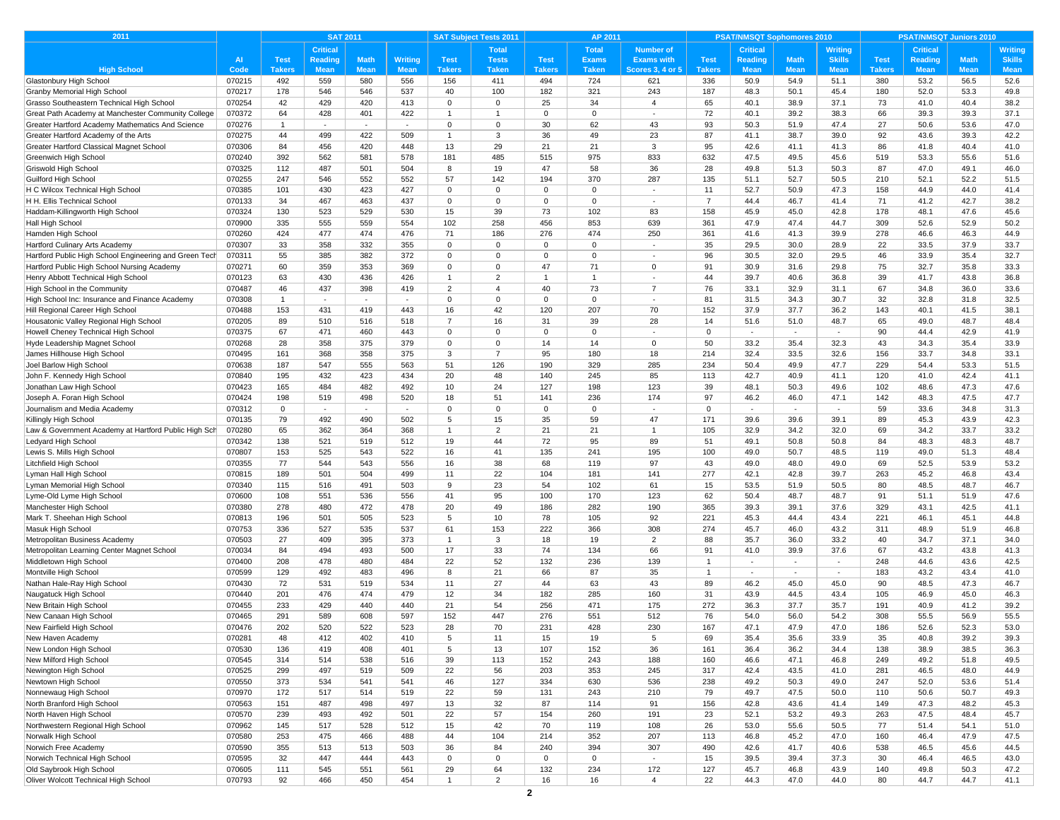| 2011 | | SAT 2011 | | | | SAT Subject Tests 2011 | | AP 2011 | | | PSAT/NMSQT Sophomores 2010 | | | | PSAT/NMSQT Juniors 2010 | | | |
|---|---|---|---|---|---|---|---|---|---|---|---|---|---|---|---|---|---|---|
| High School | AI Code | Test Takers | Critical Reading Mean | Math Mean | Writing Mean | Test Takers | Total Tests Taken | Test Takers | Total Exams Taken | Number of Exams with Scores 3, 4 or 5 | Test Takers | Critical Reading Mean | Math Mean | Writing Skills Mean | Test Takers | Critical Reading Mean | Math Mean | Writing Skills Mean |
| Glastonbury High School | 070215 | 492 | 559 | 580 | 556 | 156 | 411 | 494 | 724 | 621 | 336 | 50.9 | 54.9 | 51.1 | 380 | 53.2 | 56.5 | 52.6 |
| Granby Memorial High School | 070217 | 178 | 546 | 546 | 537 | 40 | 100 | 182 | 321 | 243 | 187 | 48.3 | 50.1 | 45.4 | 180 | 52.0 | 53.3 | 49.8 |
| Grasso Southeastern Technical High School | 070254 | 42 | 429 | 420 | 413 | 0 | 0 | 25 | 34 | 4 | 65 | 40.1 | 38.9 | 37.1 | 73 | 41.0 | 40.4 | 38.2 |
| Great Path Academy at Manchester Community College | 070372 | 64 | 428 | 401 | 422 | 1 | 1 | 0 | 0 | - | 72 | 40.1 | 39.2 | 38.3 | 66 | 39.3 | 39.3 | 37.1 |
| Greater Hartford Academy Mathematics And Science | 070276 | 1 | - | - | - | 0 | 0 | 30 | 62 | 43 | 93 | 50.3 | 51.9 | 47.4 | 27 | 50.6 | 53.6 | 47.0 |
| Greater Hartford Academy of the Arts | 070275 | 44 | 499 | 422 | 509 | 1 | 3 | 36 | 49 | 23 | 87 | 41.1 | 38.7 | 39.0 | 92 | 43.6 | 39.3 | 42.2 |
| Greater Hartford Classical Magnet School | 070306 | 84 | 456 | 420 | 448 | 13 | 29 | 21 | 21 | 3 | 95 | 42.6 | 41.1 | 41.3 | 86 | 41.8 | 40.4 | 41.0 |
| Greenwich High School | 070240 | 392 | 562 | 581 | 578 | 181 | 485 | 515 | 975 | 833 | 632 | 47.5 | 49.5 | 45.6 | 519 | 53.3 | 55.6 | 51.6 |
| Griswold High School | 070325 | 112 | 487 | 501 | 504 | 8 | 19 | 47 | 58 | 36 | 28 | 49.8 | 51.3 | 50.3 | 87 | 47.0 | 49.1 | 46.0 |
| Guilford High School | 070255 | 247 | 546 | 552 | 552 | 57 | 142 | 194 | 370 | 287 | 135 | 51.1 | 52.7 | 50.5 | 210 | 52.1 | 52.2 | 51.5 |
| H C Wilcox Technical High School | 070385 | 101 | 430 | 423 | 427 | 0 | 0 | 0 | 0 | - | 11 | 52.7 | 50.9 | 47.3 | 158 | 44.9 | 44.0 | 41.4 |
| H H. Ellis Technical School | 070133 | 34 | 467 | 463 | 437 | 0 | 0 | 0 | 0 | - | 7 | 44.4 | 46.7 | 41.4 | 71 | 41.2 | 42.7 | 38.2 |
| Haddam-Killingworth High School | 070324 | 130 | 523 | 529 | 530 | 15 | 39 | 73 | 102 | 83 | 158 | 45.9 | 45.0 | 42.8 | 178 | 48.1 | 47.6 | 45.6 |
| Hall High School | 070900 | 335 | 555 | 559 | 554 | 102 | 258 | 456 | 853 | 639 | 361 | 47.9 | 47.4 | 44.7 | 309 | 52.6 | 52.9 | 50.2 |
| Hamden High School | 070260 | 424 | 477 | 474 | 476 | 71 | 186 | 276 | 474 | 250 | 361 | 41.6 | 41.3 | 39.9 | 278 | 46.6 | 46.3 | 44.9 |
| Hartford Culinary Arts Academy | 070307 | 33 | 358 | 332 | 355 | 0 | 0 | 0 | 0 | - | 35 | 29.5 | 30.0 | 28.9 | 22 | 33.5 | 37.9 | 33.7 |
| Hartford Public High School Engineering and Green Tech | 070311 | 55 | 385 | 382 | 372 | 0 | 0 | 0 | 0 | - | 96 | 30.5 | 32.0 | 29.5 | 46 | 33.9 | 35.4 | 32.7 |
| Hartford Public High School Nursing Academy | 070271 | 60 | 359 | 353 | 369 | 0 | 0 | 47 | 71 | 0 | 91 | 30.9 | 31.6 | 29.8 | 75 | 32.7 | 35.8 | 33.3 |
| Henry Abbott Technical High School | 070123 | 63 | 430 | 436 | 426 | 1 | 2 | 1 | 1 | - | 44 | 39.7 | 40.6 | 36.8 | 39 | 41.7 | 43.8 | 36.8 |
| High School in the Community | 070487 | 46 | 437 | 398 | 419 | 2 | 4 | 40 | 73 | 7 | 76 | 33.1 | 32.9 | 31.1 | 67 | 34.8 | 36.0 | 33.6 |
| High School Inc: Insurance and Finance Academy | 070308 | 1 | - | - | - | 0 | 0 | 0 | 0 | - | 81 | 31.5 | 34.3 | 30.7 | 32 | 32.8 | 31.8 | 32.5 |
| Hill Regional Career High School | 070488 | 153 | 431 | 419 | 443 | 16 | 42 | 120 | 207 | 70 | 152 | 37.9 | 37.7 | 36.2 | 143 | 40.1 | 41.5 | 38.1 |
| Housatonic Valley Regional High School | 070205 | 89 | 510 | 516 | 518 | 7 | 16 | 31 | 39 | 28 | 14 | 51.6 | 51.0 | 48.7 | 65 | 49.0 | 48.7 | 48.4 |
| Howell Cheney Technical High School | 070375 | 67 | 471 | 460 | 443 | 0 | 0 | 0 | 0 | - | 0 | - | - | - | 90 | 44.4 | 42.9 | 41.9 |
| Hyde Leadership Magnet School | 070268 | 28 | 358 | 375 | 379 | 0 | 0 | 14 | 14 | 0 | 50 | 33.2 | 35.4 | 32.3 | 43 | 34.3 | 35.4 | 33.9 |
| James Hillhouse High School | 070495 | 161 | 368 | 358 | 375 | 3 | 7 | 95 | 180 | 18 | 214 | 32.4 | 33.5 | 32.6 | 156 | 33.7 | 34.8 | 33.1 |
| Joel Barlow High School | 070638 | 187 | 547 | 555 | 563 | 51 | 126 | 190 | 329 | 285 | 234 | 50.4 | 49.9 | 47.7 | 229 | 54.4 | 53.3 | 51.5 |
| John F. Kennedy High School | 070840 | 195 | 432 | 423 | 434 | 20 | 48 | 140 | 245 | 85 | 113 | 42.7 | 40.9 | 41.1 | 120 | 41.0 | 42.4 | 41.1 |
| Jonathan Law High School | 070423 | 165 | 484 | 482 | 492 | 10 | 24 | 127 | 198 | 123 | 39 | 48.1 | 50.3 | 49.6 | 102 | 48.6 | 47.3 | 47.6 |
| Joseph A. Foran High School | 070424 | 198 | 519 | 498 | 520 | 18 | 51 | 141 | 236 | 174 | 97 | 46.2 | 46.0 | 47.1 | 142 | 48.3 | 47.5 | 47.7 |
| Journalism and Media Academy | 070312 | 0 | - | - | - | 0 | 0 | 0 | 0 | - | 0 | - | - | - | 59 | 33.6 | 34.8 | 31.3 |
| Killingly High School | 070135 | 79 | 492 | 490 | 502 | 5 | 15 | 35 | 59 | 47 | 171 | 39.6 | 39.6 | 39.1 | 89 | 45.3 | 43.9 | 42.3 |
| Law & Government Academy at Hartford Public High Sch | 070280 | 65 | 362 | 364 | 368 | 1 | 2 | 21 | 21 | 1 | 105 | 32.9 | 34.2 | 32.0 | 69 | 34.2 | 33.7 | 33.2 |
| Ledyard High School | 070342 | 138 | 521 | 519 | 512 | 19 | 44 | 72 | 95 | 89 | 51 | 49.1 | 50.8 | 50.8 | 84 | 48.3 | 48.3 | 48.7 |
| Lewis S. Mills High School | 070807 | 153 | 525 | 543 | 522 | 16 | 41 | 135 | 241 | 195 | 100 | 49.0 | 50.7 | 48.5 | 119 | 49.0 | 51.3 | 48.4 |
| Litchfield High School | 070355 | 77 | 544 | 543 | 556 | 16 | 38 | 68 | 119 | 97 | 43 | 49.0 | 48.0 | 49.0 | 69 | 52.5 | 53.9 | 53.2 |
| Lyman Hall High School | 070815 | 189 | 501 | 504 | 499 | 11 | 22 | 104 | 181 | 141 | 277 | 42.1 | 42.8 | 39.7 | 263 | 45.2 | 46.8 | 43.4 |
| Lyman Memorial High School | 070340 | 115 | 516 | 491 | 503 | 9 | 23 | 54 | 102 | 61 | 15 | 53.5 | 51.9 | 50.5 | 80 | 48.5 | 48.7 | 46.7 |
| Lyme-Old Lyme High School | 070600 | 108 | 551 | 536 | 556 | 41 | 95 | 100 | 170 | 123 | 62 | 50.4 | 48.7 | 48.7 | 91 | 51.1 | 51.9 | 47.6 |
| Manchester High School | 070380 | 278 | 480 | 472 | 478 | 20 | 49 | 186 | 282 | 190 | 365 | 39.3 | 39.1 | 37.6 | 329 | 43.1 | 42.5 | 41.1 |
| Mark T. Sheehan High School | 070813 | 196 | 501 | 505 | 523 | 5 | 10 | 78 | 105 | 92 | 221 | 45.3 | 44.4 | 43.4 | 221 | 46.1 | 45.1 | 44.8 |
| Masuk High School | 070753 | 336 | 527 | 535 | 537 | 61 | 153 | 222 | 366 | 308 | 274 | 45.7 | 46.0 | 43.2 | 311 | 48.9 | 51.9 | 46.8 |
| Metropolitan Business Academy | 070503 | 27 | 409 | 395 | 373 | 1 | 3 | 18 | 19 | 2 | 88 | 35.7 | 36.0 | 33.2 | 40 | 34.7 | 37.1 | 34.0 |
| Metropolitan Learning Center Magnet School | 070034 | 84 | 494 | 493 | 500 | 17 | 33 | 74 | 134 | 66 | 91 | 41.0 | 39.9 | 37.6 | 67 | 43.2 | 43.8 | 41.3 |
| Middletown High School | 070400 | 208 | 478 | 480 | 484 | 22 | 52 | 132 | 236 | 139 | 1 | - | - | - | 248 | 44.6 | 43.6 | 42.5 |
| Montville High School | 070599 | 129 | 492 | 483 | 496 | 8 | 21 | 66 | 87 | 35 | 1 | - | - | - | 183 | 43.2 | 43.4 | 41.0 |
| Nathan Hale-Ray High School | 070430 | 72 | 531 | 519 | 534 | 11 | 27 | 44 | 63 | 43 | 89 | 46.2 | 45.0 | 45.0 | 90 | 48.5 | 47.3 | 46.7 |
| Naugatuck High School | 070440 | 201 | 476 | 474 | 479 | 12 | 34 | 182 | 285 | 160 | 31 | 43.9 | 44.5 | 43.4 | 105 | 46.9 | 45.0 | 46.3 |
| New Britain High School | 070455 | 233 | 429 | 440 | 440 | 21 | 54 | 256 | 471 | 175 | 272 | 36.3 | 37.7 | 35.7 | 191 | 40.9 | 41.2 | 39.2 |
| New Canaan High School | 070465 | 291 | 589 | 608 | 597 | 152 | 447 | 276 | 551 | 512 | 76 | 54.0 | 56.0 | 54.2 | 308 | 55.5 | 56.9 | 55.5 |
| New Fairfield High School | 070476 | 202 | 520 | 522 | 523 | 28 | 70 | 231 | 428 | 230 | 167 | 47.1 | 47.9 | 47.0 | 186 | 52.6 | 52.3 | 53.0 |
| New Haven Academy | 070281 | 48 | 412 | 402 | 410 | 5 | 11 | 15 | 19 | 5 | 69 | 35.4 | 35.6 | 33.9 | 35 | 40.8 | 39.2 | 39.3 |
| New London High School | 070530 | 136 | 419 | 408 | 401 | 5 | 13 | 107 | 152 | 36 | 161 | 36.4 | 36.2 | 34.4 | 138 | 38.9 | 38.5 | 36.3 |
| New Milford High School | 070545 | 314 | 514 | 538 | 516 | 39 | 113 | 152 | 243 | 188 | 160 | 46.6 | 47.1 | 46.8 | 249 | 49.2 | 51.8 | 49.5 |
| Newington High School | 070525 | 299 | 497 | 519 | 509 | 22 | 56 | 203 | 353 | 245 | 317 | 42.4 | 43.5 | 41.0 | 281 | 46.5 | 48.0 | 44.9 |
| Newtown High School | 070550 | 373 | 534 | 541 | 541 | 46 | 127 | 334 | 630 | 536 | 238 | 49.2 | 50.3 | 49.0 | 247 | 52.0 | 53.6 | 51.4 |
| Nonnewaug High School | 070970 | 172 | 517 | 514 | 519 | 22 | 59 | 131 | 243 | 210 | 79 | 49.7 | 47.5 | 50.0 | 110 | 50.6 | 50.7 | 49.3 |
| North Branford High School | 070563 | 151 | 487 | 498 | 497 | 13 | 32 | 87 | 114 | 91 | 156 | 42.8 | 43.6 | 41.4 | 149 | 47.3 | 48.2 | 45.3 |
| North Haven High School | 070570 | 239 | 493 | 492 | 501 | 22 | 57 | 154 | 260 | 191 | 23 | 52.1 | 53.2 | 49.3 | 263 | 47.5 | 48.4 | 45.7 |
| Northwestern Regional High School | 070962 | 145 | 517 | 528 | 512 | 15 | 42 | 70 | 119 | 108 | 26 | 53.0 | 55.6 | 50.5 | 77 | 51.4 | 54.1 | 51.0 |
| Norwalk High School | 070580 | 253 | 475 | 466 | 488 | 44 | 104 | 214 | 352 | 207 | 113 | 46.8 | 45.2 | 47.0 | 160 | 46.4 | 47.9 | 47.5 |
| Norwich Free Academy | 070590 | 355 | 513 | 513 | 503 | 36 | 84 | 240 | 394 | 307 | 490 | 42.6 | 41.7 | 40.6 | 538 | 46.5 | 45.6 | 44.5 |
| Norwich Technical High School | 070595 | 32 | 447 | 444 | 443 | 0 | 0 | 0 | 0 | - | 15 | 39.5 | 39.4 | 37.3 | 30 | 46.4 | 46.5 | 43.0 |
| Old Saybrook High School | 070605 | 111 | 545 | 551 | 561 | 29 | 64 | 132 | 234 | 172 | 127 | 45.7 | 46.8 | 43.9 | 140 | 49.8 | 50.3 | 47.2 |
| Oliver Wolcott Technical High School | 070793 | 92 | 466 | 450 | 454 | 1 | 2 | 16 | 16 | 4 | 22 | 44.3 | 47.0 | 44.0 | 80 | 44.7 | 44.7 | 41.1 |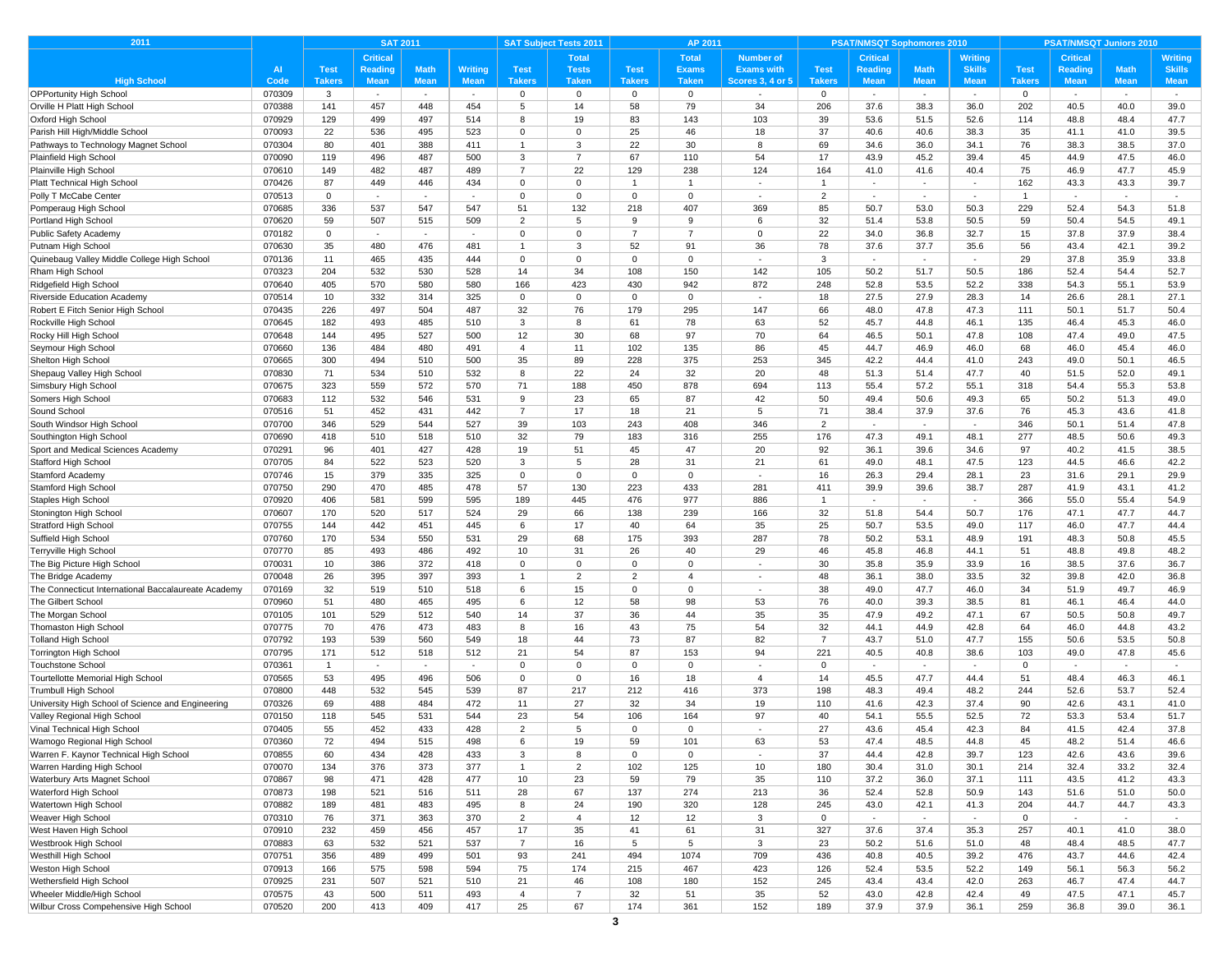| 2011 | | SAT 2011 | | | | SAT Subject Tests 2011 | | AP 2011 | | | PSAT/NMSQT Sophomores 2010 | | | | PSAT/NMSQT Juniors 2010 | | | |
|---|---|---|---|---|---|---|---|---|---|---|---|---|---|---|---|---|---|---|
| High School | AI Code | Test Takers | Critical Reading Mean | Math Mean | Writing Mean | Test Takers | Total Tests Taken | Test Takers | Total Exams Taken | Number of Exams with Scores 3, 4 or 5 | Test Takers | Critical Reading Mean | Math Mean | Writing Skills Mean | Test Takers | Critical Reading Mean | Math Mean | Writing Skills Mean |
| OPPortunity High School | 070309 | 3 | - | - | - | 0 | 0 | 0 | 0 | - | 0 | - | - | - | 0 | - | - | - |
| Orville H Platt High School | 070388 | 141 | 457 | 448 | 454 | 5 | 14 | 58 | 79 | 34 | 206 | 37.6 | 38.3 | 36.0 | 202 | 40.5 | 40.0 | 39.0 |
| Oxford High School | 070929 | 129 | 499 | 497 | 514 | 8 | 19 | 83 | 143 | 103 | 39 | 53.6 | 51.5 | 52.6 | 114 | 48.8 | 48.4 | 47.7 |
| Parish Hill High/Middle School | 070093 | 22 | 536 | 495 | 523 | 0 | 0 | 25 | 46 | 18 | 37 | 40.6 | 40.6 | 38.3 | 35 | 41.1 | 41.0 | 39.5 |
| Pathways to Technology Magnet School | 070304 | 80 | 401 | 388 | 411 | 1 | 3 | 22 | 30 | 8 | 69 | 34.6 | 36.0 | 34.1 | 76 | 38.3 | 38.5 | 37.0 |
| Plainfield High School | 070090 | 119 | 496 | 487 | 500 | 3 | 7 | 67 | 110 | 54 | 17 | 43.9 | 45.2 | 39.4 | 45 | 44.9 | 47.5 | 46.0 |
| Plainville High School | 070610 | 149 | 482 | 487 | 489 | 7 | 22 | 129 | 238 | 124 | 164 | 41.0 | 41.6 | 40.4 | 75 | 46.9 | 47.7 | 45.9 |
| Platt Technical High School | 070426 | 87 | 449 | 446 | 434 | 0 | 0 | 1 | 1 | - | 1 | - | - | - | 162 | 43.3 | 43.3 | 39.7 |
| Polly T McCabe Center | 070513 | 0 | - | - | - | 0 | 0 | 0 | 0 | - | 2 | - | - | - | 1 | - | - | - |
| Pomperaug High School | 070685 | 336 | 537 | 547 | 547 | 51 | 132 | 218 | 407 | 369 | 85 | 50.7 | 53.0 | 50.3 | 229 | 52.4 | 54.3 | 51.8 |
| Portland High School | 070620 | 59 | 507 | 515 | 509 | 2 | 5 | 9 | 9 | 6 | 32 | 51.4 | 53.8 | 50.5 | 59 | 50.4 | 54.5 | 49.1 |
| Public Safety Academy | 070182 | 0 | - | - | - | 0 | 0 | 7 | 7 | 0 | 22 | 34.0 | 36.8 | 32.7 | 15 | 37.8 | 37.9 | 38.4 |
| Putnam High School | 070630 | 35 | 480 | 476 | 481 | 1 | 3 | 52 | 91 | 36 | 78 | 37.6 | 37.7 | 35.6 | 56 | 43.4 | 42.1 | 39.2 |
| Quinebaug Valley Middle College High School | 070136 | 11 | 465 | 435 | 444 | 0 | 0 | 0 | 0 | - | 3 | - | - | - | 29 | 37.8 | 35.9 | 33.8 |
| Rham High School | 070323 | 204 | 532 | 530 | 528 | 14 | 34 | 108 | 150 | 142 | 105 | 50.2 | 51.7 | 50.5 | 186 | 52.4 | 54.4 | 52.7 |
| Ridgefield High School | 070640 | 405 | 570 | 580 | 580 | 166 | 423 | 430 | 942 | 872 | 248 | 52.8 | 53.5 | 52.2 | 338 | 54.3 | 55.1 | 53.9 |
| Riverside Education Academy | 070514 | 10 | 332 | 314 | 325 | 0 | 0 | 0 | 0 | - | 18 | 27.5 | 27.9 | 28.3 | 14 | 26.6 | 28.1 | 27.1 |
| Robert E Fitch Senior High School | 070435 | 226 | 497 | 504 | 487 | 32 | 76 | 179 | 295 | 147 | 66 | 48.0 | 47.8 | 47.3 | 111 | 50.1 | 51.7 | 50.4 |
| Rockville High School | 070645 | 182 | 493 | 485 | 510 | 3 | 8 | 61 | 78 | 63 | 52 | 45.7 | 44.8 | 46.1 | 135 | 46.4 | 45.3 | 46.0 |
| Rocky Hill High School | 070648 | 144 | 495 | 527 | 500 | 12 | 30 | 68 | 97 | 70 | 64 | 46.5 | 50.1 | 47.8 | 108 | 47.4 | 49.0 | 47.5 |
| Seymour High School | 070660 | 136 | 484 | 480 | 491 | 4 | 11 | 102 | 135 | 86 | 45 | 44.7 | 46.9 | 46.0 | 68 | 46.0 | 45.4 | 46.0 |
| Shelton High School | 070665 | 300 | 494 | 510 | 500 | 35 | 89 | 228 | 375 | 253 | 345 | 42.2 | 44.4 | 41.0 | 243 | 49.0 | 50.1 | 46.5 |
| Shepaug Valley High School | 070830 | 71 | 534 | 510 | 532 | 8 | 22 | 24 | 32 | 20 | 48 | 51.3 | 51.4 | 47.7 | 40 | 51.5 | 52.0 | 49.1 |
| Simsbury High School | 070675 | 323 | 559 | 572 | 570 | 71 | 188 | 450 | 878 | 694 | 113 | 55.4 | 57.2 | 55.1 | 318 | 54.4 | 55.3 | 53.8 |
| Somers High School | 070683 | 112 | 532 | 546 | 531 | 9 | 23 | 65 | 87 | 42 | 50 | 49.4 | 50.6 | 49.3 | 65 | 50.2 | 51.3 | 49.0 |
| Sound School | 070516 | 51 | 452 | 431 | 442 | 7 | 17 | 18 | 21 | 5 | 71 | 38.4 | 37.9 | 37.6 | 76 | 45.3 | 43.6 | 41.8 |
| South Windsor High School | 070700 | 346 | 529 | 544 | 527 | 39 | 103 | 243 | 408 | 346 | 2 | - | - | - | 346 | 50.1 | 51.4 | 47.8 |
| Southington High School | 070690 | 418 | 510 | 518 | 510 | 32 | 79 | 183 | 316 | 255 | 176 | 47.3 | 49.1 | 48.1 | 277 | 48.5 | 50.6 | 49.3 |
| Sport and Medical Sciences Academy | 070291 | 96 | 401 | 427 | 428 | 19 | 51 | 45 | 47 | 20 | 92 | 36.1 | 39.6 | 34.6 | 97 | 40.2 | 41.5 | 38.5 |
| Stafford High School | 070705 | 84 | 522 | 523 | 520 | 3 | 5 | 28 | 31 | 21 | 61 | 49.0 | 48.1 | 47.5 | 123 | 44.5 | 46.6 | 42.2 |
| Stamford Academy | 070746 | 15 | 379 | 335 | 325 | 0 | 0 | 0 | 0 | - | 16 | 26.3 | 29.4 | 28.1 | 23 | 31.6 | 29.1 | 29.9 |
| Stamford High School | 070750 | 290 | 470 | 485 | 478 | 57 | 130 | 223 | 433 | 281 | 411 | 39.9 | 39.6 | 38.7 | 287 | 41.9 | 43.1 | 41.2 |
| Staples High School | 070920 | 406 | 581 | 599 | 595 | 189 | 445 | 476 | 977 | 886 | 1 | - | - | - | 366 | 55.0 | 55.4 | 54.9 |
| Stonington High School | 070607 | 170 | 520 | 517 | 524 | 29 | 66 | 138 | 239 | 166 | 32 | 51.8 | 54.4 | 50.7 | 176 | 47.1 | 47.7 | 44.7 |
| Stratford High School | 070755 | 144 | 442 | 451 | 445 | 6 | 17 | 40 | 64 | 35 | 25 | 50.7 | 53.5 | 49.0 | 117 | 46.0 | 47.7 | 44.4 |
| Suffield High School | 070760 | 170 | 534 | 550 | 531 | 29 | 68 | 175 | 393 | 287 | 78 | 50.2 | 53.1 | 48.9 | 191 | 48.3 | 50.8 | 45.5 |
| Terryville High School | 070770 | 85 | 493 | 486 | 492 | 10 | 31 | 26 | 40 | 29 | 46 | 45.8 | 46.8 | 44.1 | 51 | 48.8 | 49.8 | 48.2 |
| The Big Picture High School | 070031 | 10 | 386 | 372 | 418 | 0 | 0 | 0 | 0 | - | 30 | 35.8 | 35.9 | 33.9 | 16 | 38.5 | 37.6 | 36.7 |
| The Bridge Academy | 070048 | 26 | 395 | 397 | 393 | 1 | 2 | 2 | 4 | - | 48 | 36.1 | 38.0 | 33.5 | 32 | 39.8 | 42.0 | 36.8 |
| The Connecticut International Baccalaureate Academy | 070169 | 32 | 519 | 510 | 518 | 6 | 15 | 0 | 0 | - | 38 | 49.0 | 47.7 | 46.0 | 34 | 51.9 | 49.7 | 46.9 |
| The Gilbert School | 070960 | 51 | 480 | 465 | 495 | 6 | 12 | 58 | 98 | 53 | 76 | 40.0 | 39.3 | 38.5 | 81 | 46.1 | 46.4 | 44.0 |
| The Morgan School | 070105 | 101 | 529 | 512 | 540 | 14 | 37 | 36 | 44 | 35 | 35 | 47.9 | 49.2 | 47.1 | 67 | 50.5 | 50.8 | 49.7 |
| Thomaston High School | 070775 | 70 | 476 | 473 | 483 | 8 | 16 | 43 | 75 | 54 | 32 | 44.1 | 44.9 | 42.8 | 64 | 46.0 | 44.8 | 43.2 |
| Tolland High School | 070792 | 193 | 539 | 560 | 549 | 18 | 44 | 73 | 87 | 82 | 7 | 43.7 | 51.0 | 47.7 | 155 | 50.6 | 53.5 | 50.8 |
| Torrington High School | 070795 | 171 | 512 | 518 | 512 | 21 | 54 | 87 | 153 | 94 | 221 | 40.5 | 40.8 | 38.6 | 103 | 49.0 | 47.8 | 45.6 |
| Touchstone School | 070361 | 1 | - | - | - | 0 | 0 | 0 | 0 | - | 0 | - | - | - | 0 | - | - | - |
| Tourtellotte Memorial High School | 070565 | 53 | 495 | 496 | 506 | 0 | 0 | 16 | 18 | 4 | 14 | 45.5 | 47.7 | 44.4 | 51 | 48.4 | 46.3 | 46.1 |
| Trumbull High School | 070800 | 448 | 532 | 545 | 539 | 87 | 217 | 212 | 416 | 373 | 198 | 48.3 | 49.4 | 48.2 | 244 | 52.6 | 53.7 | 52.4 |
| University High School of Science and Engineering | 070326 | 69 | 488 | 484 | 472 | 11 | 27 | 32 | 34 | 19 | 110 | 41.6 | 42.3 | 37.4 | 90 | 42.6 | 43.1 | 41.0 |
| Valley Regional High School | 070150 | 118 | 545 | 531 | 544 | 23 | 54 | 106 | 164 | 97 | 40 | 54.1 | 55.5 | 52.5 | 72 | 53.3 | 53.4 | 51.7 |
| Vinal Technical High School | 070405 | 55 | 452 | 433 | 428 | 2 | 5 | 0 | 0 | - | 27 | 43.6 | 45.4 | 42.3 | 84 | 41.5 | 42.4 | 37.8 |
| Wamogo Regional High School | 070360 | 72 | 494 | 515 | 498 | 6 | 19 | 59 | 101 | 63 | 53 | 47.4 | 48.5 | 44.8 | 45 | 48.2 | 51.4 | 46.6 |
| Warren F. Kaynor Technical High School | 070855 | 60 | 434 | 428 | 433 | 3 | 8 | 0 | 0 | - | 37 | 44.4 | 42.8 | 39.7 | 123 | 42.6 | 43.6 | 39.6 |
| Warren Harding High School | 070070 | 134 | 376 | 373 | 377 | 1 | 2 | 102 | 125 | 10 | 180 | 30.4 | 31.0 | 30.1 | 214 | 32.4 | 33.2 | 32.4 |
| Waterbury Arts Magnet School | 070867 | 98 | 471 | 428 | 477 | 10 | 23 | 59 | 79 | 35 | 110 | 37.2 | 36.0 | 37.1 | 111 | 43.5 | 41.2 | 43.3 |
| Waterford High School | 070873 | 198 | 521 | 516 | 511 | 28 | 67 | 137 | 274 | 213 | 36 | 52.4 | 52.8 | 50.9 | 143 | 51.6 | 51.0 | 50.0 |
| Watertown High School | 070882 | 189 | 481 | 483 | 495 | 8 | 24 | 190 | 320 | 128 | 245 | 43.0 | 42.1 | 41.3 | 204 | 44.7 | 44.7 | 43.3 |
| Weaver High School | 070310 | 76 | 371 | 363 | 370 | 2 | 4 | 12 | 12 | 3 | 0 | - | - | - | 0 | - | - | - |
| West Haven High School | 070910 | 232 | 459 | 456 | 457 | 17 | 35 | 41 | 61 | 31 | 327 | 37.6 | 37.4 | 35.3 | 257 | 40.1 | 41.0 | 38.0 |
| Westbrook High School | 070883 | 63 | 532 | 521 | 537 | 7 | 16 | 5 | 5 | 3 | 23 | 50.2 | 51.6 | 51.0 | 48 | 48.4 | 48.5 | 47.7 |
| Westhill High School | 070751 | 356 | 489 | 499 | 501 | 93 | 241 | 494 | 1074 | 709 | 436 | 40.8 | 40.5 | 39.2 | 476 | 43.7 | 44.6 | 42.4 |
| Weston High School | 070913 | 166 | 575 | 598 | 594 | 75 | 174 | 215 | 467 | 423 | 126 | 52.4 | 53.5 | 52.2 | 149 | 56.1 | 56.3 | 56.2 |
| Wethersfield High School | 070925 | 231 | 507 | 521 | 510 | 21 | 46 | 108 | 180 | 152 | 245 | 43.4 | 43.4 | 42.0 | 263 | 46.7 | 47.4 | 44.7 |
| Wheeler Middle/High School | 070575 | 43 | 500 | 511 | 493 | 4 | 7 | 32 | 51 | 35 | 52 | 43.0 | 42.8 | 42.4 | 49 | 47.5 | 47.1 | 45.7 |
| Wilbur Cross Compehensive High School | 070520 | 200 | 413 | 409 | 417 | 25 | 67 | 174 | 361 | 152 | 189 | 37.9 | 37.9 | 36.1 | 259 | 36.8 | 39.0 | 36.1 |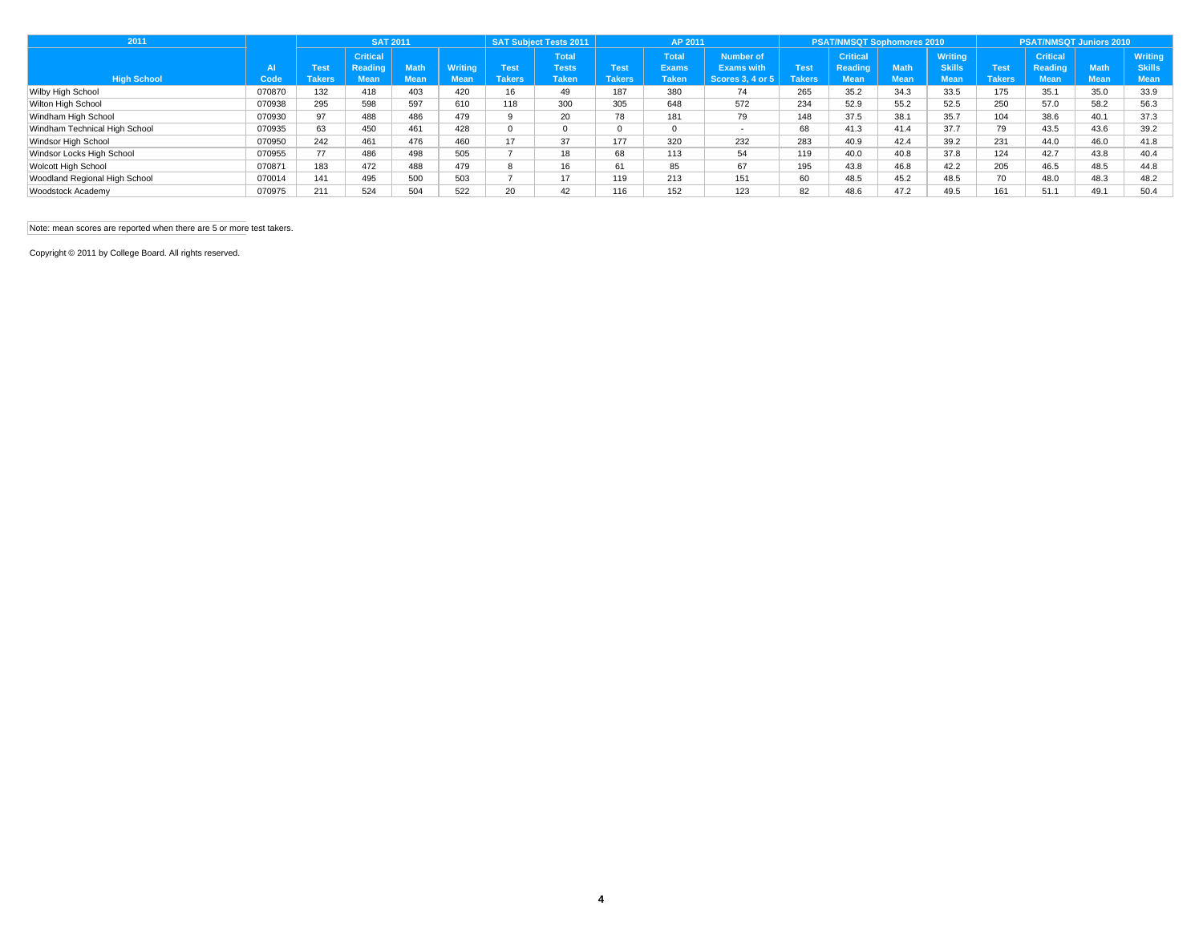| 2011 | | SAT 2011 | | | | SAT Subject Tests 2011 | | AP 2011 | | | PSAT/NMSQT Sophomores 2010 | | | | PSAT/NMSQT Juniors 2010 | | | |
|---|---|---|---|---|---|---|---|---|---|---|---|---|---|---|---|---|---|---|
| High School | AI Code | Test Takers | Critical Reading Mean | Math Mean | Writing Mean | Test Takers | Total Tests Taken | Test Takers | Total Exams Taken | Number of Exams with Scores 3, 4 or 5 | Test Takers | Critical Reading Mean | Math Mean | Writing Skills Mean | Test Takers | Critical Reading Mean | Math Mean | Writing Skills Mean |
| Wilby High School | 070870 | 132 | 418 | 403 | 420 | 16 | 49 | 187 | 380 | 74 | 265 | 35.2 | 34.3 | 33.5 | 175 | 35.1 | 35.0 | 33.9 |
| Wilton High School | 070938 | 295 | 598 | 597 | 610 | 118 | 300 | 305 | 648 | 572 | 234 | 52.9 | 55.2 | 52.5 | 250 | 57.0 | 58.2 | 56.3 |
| Windham High School | 070930 | 97 | 488 | 486 | 479 | 9 | 20 | 78 | 181 | 79 | 148 | 37.5 | 38.1 | 35.7 | 104 | 38.6 | 40.1 | 37.3 |
| Windham Technical High School | 070935 | 63 | 450 | 461 | 428 | 0 | 0 | 0 | 0 | - | 68 | 41.3 | 41.4 | 37.7 | 79 | 43.5 | 43.6 | 39.2 |
| Windsor High School | 070950 | 242 | 461 | 476 | 460 | 17 | 37 | 177 | 320 | 232 | 283 | 40.9 | 42.4 | 39.2 | 231 | 44.0 | 46.0 | 41.8 |
| Windsor Locks High School | 070955 | 77 | 486 | 498 | 505 | 7 | 18 | 68 | 113 | 54 | 119 | 40.0 | 40.8 | 37.8 | 124 | 42.7 | 43.8 | 40.4 |
| Wolcott High School | 070871 | 183 | 472 | 488 | 479 | 8 | 16 | 61 | 85 | 67 | 195 | 43.8 | 46.8 | 42.2 | 205 | 46.5 | 48.5 | 44.8 |
| Woodland Regional High School | 070014 | 141 | 495 | 500 | 503 | 7 | 17 | 119 | 213 | 151 | 60 | 48.5 | 45.2 | 48.5 | 70 | 48.0 | 48.3 | 48.2 |
| Woodstock Academy | 070975 | 211 | 524 | 504 | 522 | 20 | 42 | 116 | 152 | 123 | 82 | 48.6 | 47.2 | 49.5 | 161 | 51.1 | 49.1 | 50.4 |

Note: mean scores are reported when there are 5 or more test takers.

Copyright © 2011 by College Board. All rights reserved.